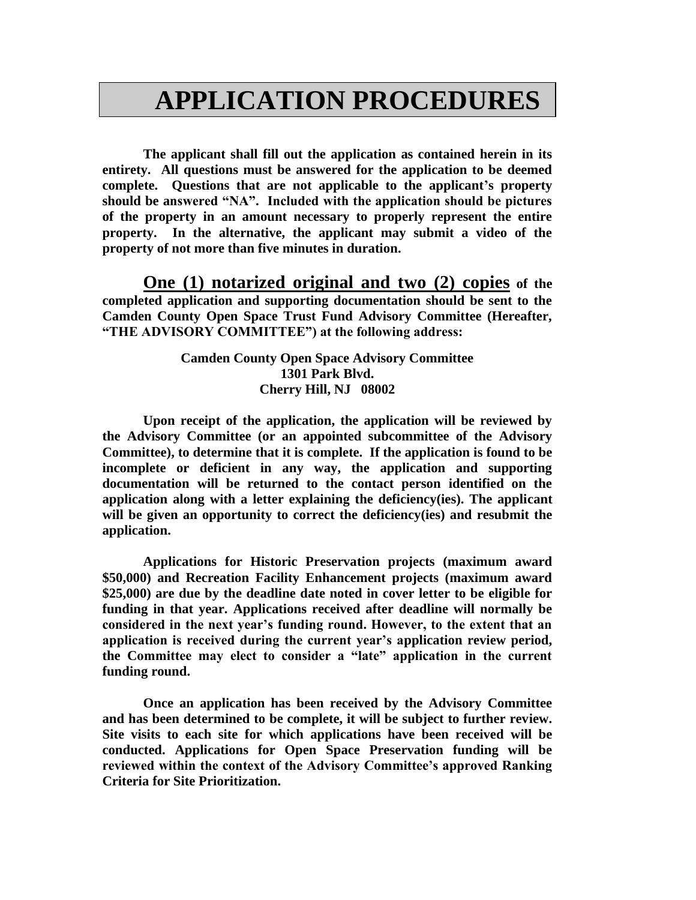# APPLICATION PROCEDURES

**The applicant shall fill out the application as contained herein in its entirety. All questions must be answered for the application to be deemed complete. Questions that are not applicable to the applicant's property should be answered "NA". Included with the application should be pictures of the property in an amount necessary to properly represent the entire property. In the alternative, the applicant may submit a video of the property of not more than five minutes in duration.**

**<u>One (1) notarized original and two (2) copies</u> of the completed application and supporting documentation should be sent to the Camden County Open Space Trust Fund Advisory Committee (Hereafter, "THE ADVISORY COMMITTEE") at the following address:**

**Camden County Open Space Advisory Committee**
**1301 Park Blvd.**
**Cherry Hill, NJ 08002**

**Upon receipt of the application, the application will be reviewed by the Advisory Committee (or an appointed subcommittee of the Advisory Committee), to determine that it is complete. If the application is found to be incomplete or deficient in any way, the application and supporting documentation will be returned to the contact person identified on the application along with a letter explaining the deficiency(ies). The applicant will be given an opportunity to correct the deficiency(ies) and resubmit the application.**

**Applications for Historic Preservation projects (maximum award $50,000) and Recreation Facility Enhancement projects (maximum award $25,000) are due by the deadline date noted in cover letter to be eligible for funding in that year. Applications received after deadline will normally be considered in the next year's funding round. However, to the extent that an application is received during the current year's application review period, the Committee may elect to consider a "late" application in the current funding round.**

**Once an application has been received by the Advisory Committee and has been determined to be complete, it will be subject to further review. Site visits to each site for which applications have been received will be conducted. Applications for Open Space Preservation funding will be reviewed within the context of the Advisory Committee's approved Ranking Criteria for Site Prioritization.**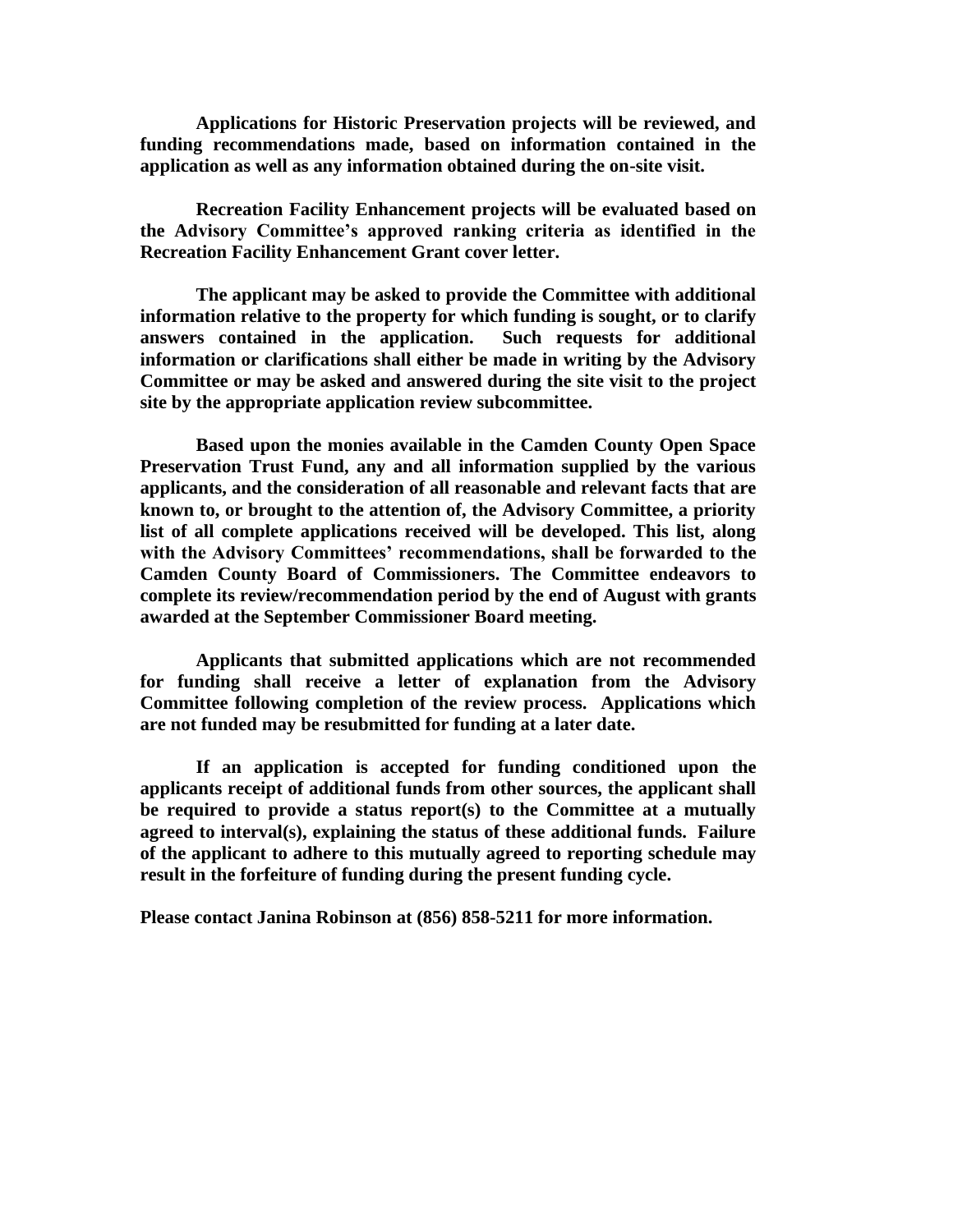**Applications for Historic Preservation projects will be reviewed, and funding recommendations made, based on information contained in the application as well as any information obtained during the on-site visit.**

**Recreation Facility Enhancement projects will be evaluated based on the Advisory Committee's approved ranking criteria as identified in the Recreation Facility Enhancement Grant cover letter.**

**The applicant may be asked to provide the Committee with additional information relative to the property for which funding is sought, or to clarify answers contained in the application. Such requests for additional information or clarifications shall either be made in writing by the Advisory Committee or may be asked and answered during the site visit to the project site by the appropriate application review subcommittee.**

**Based upon the monies available in the Camden County Open Space Preservation Trust Fund, any and all information supplied by the various applicants, and the consideration of all reasonable and relevant facts that are known to, or brought to the attention of, the Advisory Committee, a priority list of all complete applications received will be developed. This list, along with the Advisory Committees' recommendations, shall be forwarded to the Camden County Board of Commissioners. The Committee endeavors to complete its review/recommendation period by the end of August with grants awarded at the September Commissioner Board meeting.**

**Applicants that submitted applications which are not recommended for funding shall receive a letter of explanation from the Advisory Committee following completion of the review process. Applications which are not funded may be resubmitted for funding at a later date.**

**If an application is accepted for funding conditioned upon the applicants receipt of additional funds from other sources, the applicant shall be required to provide a status report(s) to the Committee at a mutually agreed to interval(s), explaining the status of these additional funds. Failure of the applicant to adhere to this mutually agreed to reporting schedule may result in the forfeiture of funding during the present funding cycle.**

**Please contact Janina Robinson at (856) 858-5211 for more information.**